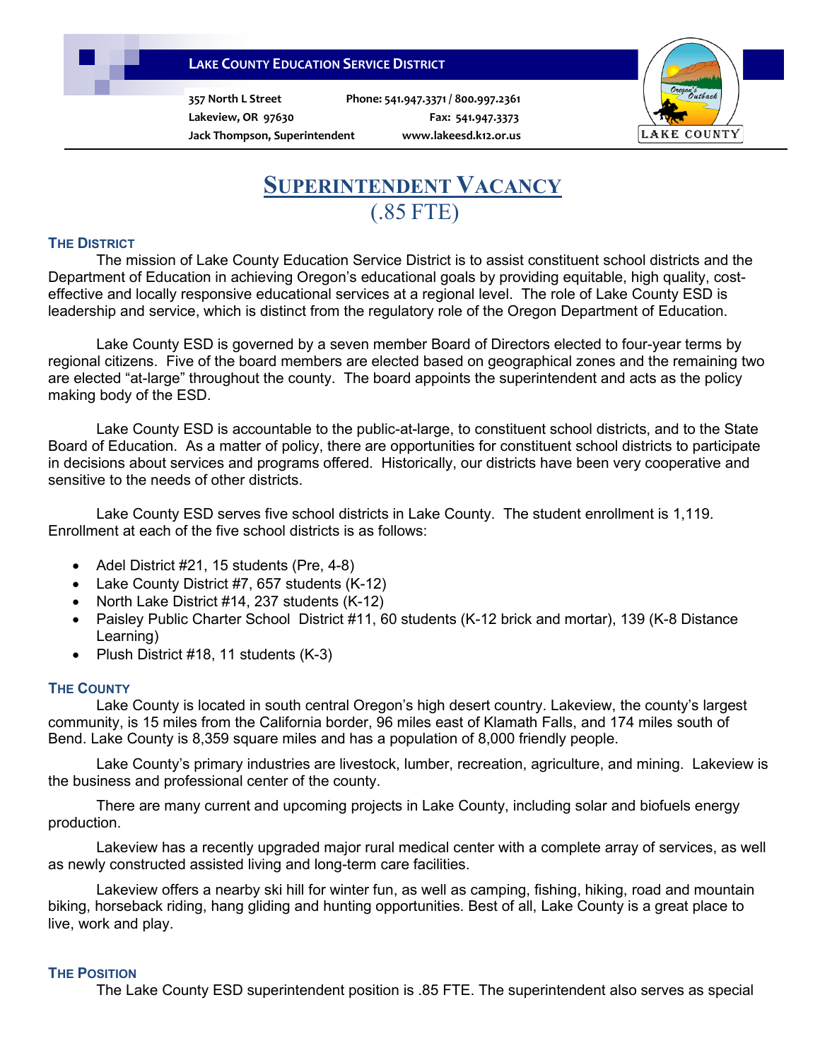**LAKE COUNTY EDUCATION SERVICE DISTRICT**

357 North L Street
Lakeview, OR 97630
Jack Thompson, Superintendent

Phone: 541.947.3371 / 800.997.2361
Fax: 541.947.3373
www.lakeesd.k12.or.us

# SUPERINTENDENT VACANCY
## (.85 FTE)

### THE DISTRICT

The mission of Lake County Education Service District is to assist constituent school districts and the Department of Education in achieving Oregon's educational goals by providing equitable, high quality, cost-effective and locally responsive educational services at a regional level. The role of Lake County ESD is leadership and service, which is distinct from the regulatory role of the Oregon Department of Education.

Lake County ESD is governed by a seven member Board of Directors elected to four-year terms by regional citizens. Five of the board members are elected based on geographical zones and the remaining two are elected "at-large" throughout the county. The board appoints the superintendent and acts as the policy making body of the ESD.

Lake County ESD is accountable to the public-at-large, to constituent school districts, and to the State Board of Education. As a matter of policy, there are opportunities for constituent school districts to participate in decisions about services and programs offered. Historically, our districts have been very cooperative and sensitive to the needs of other districts.

Lake County ESD serves five school districts in Lake County. The student enrollment is 1,119. Enrollment at each of the five school districts is as follows:

- Adel District #21, 15 students (Pre, 4-8)
- Lake County District #7, 657 students (K-12)
- North Lake District #14, 237 students (K-12)
- Paisley Public Charter School District #11, 60 students (K-12 brick and mortar), 139 (K-8 Distance Learning)
- Plush District #18, 11 students (K-3)

### THE COUNTY

Lake County is located in south central Oregon's high desert country. Lakeview, the county's largest community, is 15 miles from the California border, 96 miles east of Klamath Falls, and 174 miles south of Bend. Lake County is 8,359 square miles and has a population of 8,000 friendly people.

Lake County's primary industries are livestock, lumber, recreation, agriculture, and mining. Lakeview is the business and professional center of the county.

There are many current and upcoming projects in Lake County, including solar and biofuels energy production.

Lakeview has a recently upgraded major rural medical center with a complete array of services, as well as newly constructed assisted living and long-term care facilities.

Lakeview offers a nearby ski hill for winter fun, as well as camping, fishing, hiking, road and mountain biking, horseback riding, hang gliding and hunting opportunities. Best of all, Lake County is a great place to live, work and play.

### THE POSITION

The Lake County ESD superintendent position is .85 FTE. The superintendent also serves as special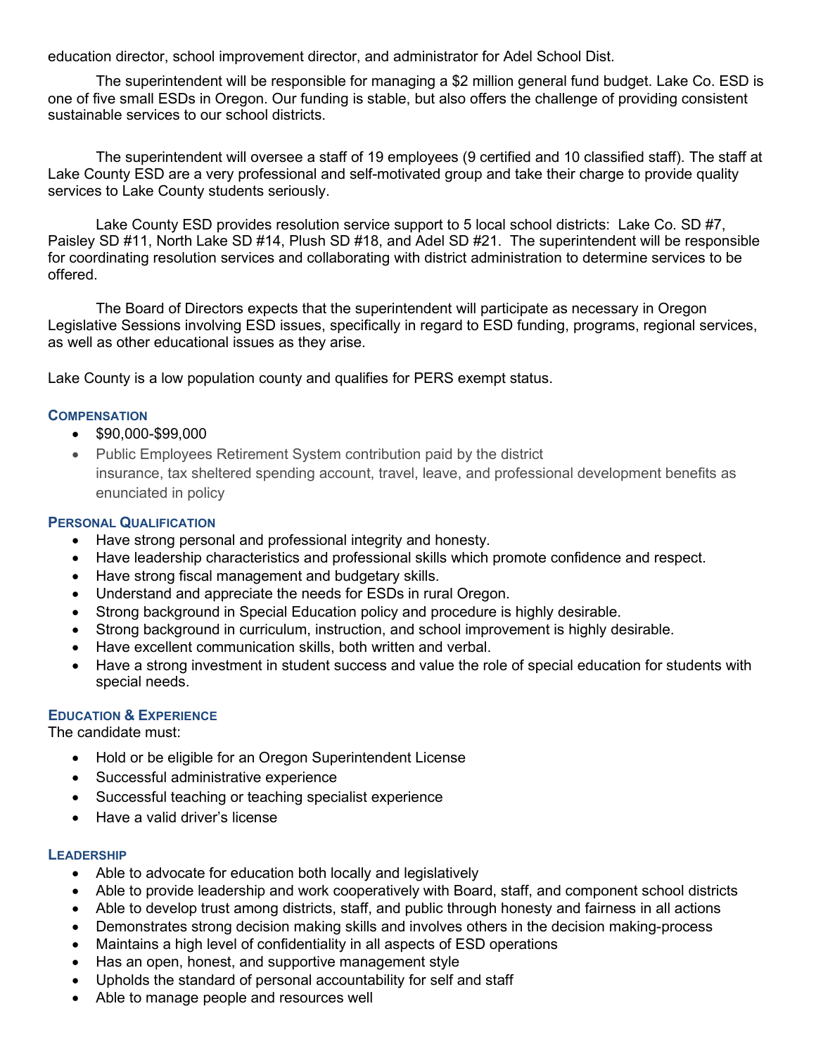education director, school improvement director, and administrator for Adel School Dist.

The superintendent will be responsible for managing a $2 million general fund budget. Lake Co. ESD is one of five small ESDs in Oregon. Our funding is stable, but also offers the challenge of providing consistent sustainable services to our school districts.

The superintendent will oversee a staff of 19 employees (9 certified and 10 classified staff). The staff at Lake County ESD are a very professional and self-motivated group and take their charge to provide quality services to Lake County students seriously.

Lake County ESD provides resolution service support to 5 local school districts: Lake Co. SD #7, Paisley SD #11, North Lake SD #14, Plush SD #18, and Adel SD #21. The superintendent will be responsible for coordinating resolution services and collaborating with district administration to determine services to be offered.

The Board of Directors expects that the superintendent will participate as necessary in Oregon Legislative Sessions involving ESD issues, specifically in regard to ESD funding, programs, regional services, as well as other educational issues as they arise.

Lake County is a low population county and qualifies for PERS exempt status.

### Compensation

- $90,000-$99,000
- Public Employees Retirement System contribution paid by the district insurance, tax sheltered spending account, travel, leave, and professional development benefits as enunciated in policy

### Personal Qualification

- Have strong personal and professional integrity and honesty.
- Have leadership characteristics and professional skills which promote confidence and respect.
- Have strong fiscal management and budgetary skills.
- Understand and appreciate the needs for ESDs in rural Oregon.
- Strong background in Special Education policy and procedure is highly desirable.
- Strong background in curriculum, instruction, and school improvement is highly desirable.
- Have excellent communication skills, both written and verbal.
- Have a strong investment in student success and value the role of special education for students with special needs.

### Education & Experience

The candidate must:

- Hold or be eligible for an Oregon Superintendent License
- Successful administrative experience
- Successful teaching or teaching specialist experience
- Have a valid driver's license

### Leadership

- Able to advocate for education both locally and legislatively
- Able to provide leadership and work cooperatively with Board, staff, and component school districts
- Able to develop trust among districts, staff, and public through honesty and fairness in all actions
- Demonstrates strong decision making skills and involves others in the decision making-process
- Maintains a high level of confidentiality in all aspects of ESD operations
- Has an open, honest, and supportive management style
- Upholds the standard of personal accountability for self and staff
- Able to manage people and resources well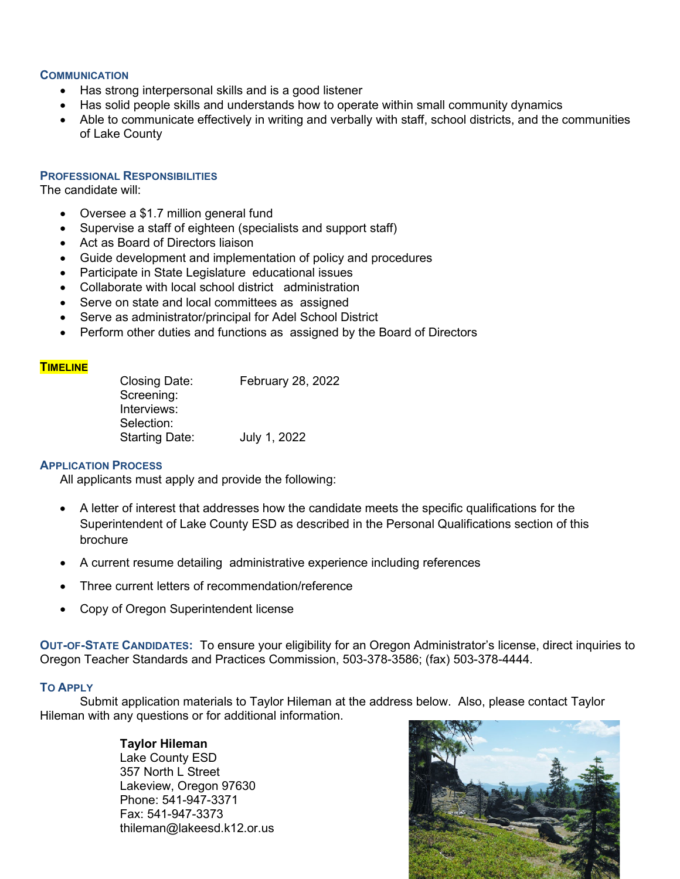### COMMUNICATION

- Has strong interpersonal skills and is a good listener
- Has solid people skills and understands how to operate within small community dynamics
- Able to communicate effectively in writing and verbally with staff, school districts, and the communities of Lake County

### PROFESSIONAL RESPONSIBILITIES

The candidate will:

- Oversee a $1.7 million general fund
- Supervise a staff of eighteen (specialists and support staff)
- Act as Board of Directors liaison
- Guide development and implementation of policy and procedures
- Participate in State Legislature educational issues
- Collaborate with local school district administration
- Serve on state and local committees as assigned
- Serve as administrator/principal for Adel School District
- Perform other duties and functions as assigned by the Board of Directors

### TIMELINE

| | |
|---|---|
| Closing Date: | February 28, 2022 |
| Screening: | |
| Interviews: | |
| Selection: | |
| Starting Date: | July 1, 2022 |

### APPLICATION PROCESS

All applicants must apply and provide the following:

- A letter of interest that addresses how the candidate meets the specific qualifications for the Superintendent of Lake County ESD as described in the Personal Qualifications section of this brochure
- A current resume detailing administrative experience including references
- Three current letters of recommendation/reference
- Copy of Oregon Superintendent license

**OUT-OF-STATE CANDIDATES:** To ensure your eligibility for an Oregon Administrator's license, direct inquiries to Oregon Teacher Standards and Practices Commission, 503-378-3586; (fax) 503-378-4444.

### TO APPLY

Submit application materials to Taylor Hileman at the address below. Also, please contact Taylor Hileman with any questions or for additional information.

**Taylor Hileman**
Lake County ESD
357 North L Street
Lakeview, Oregon 97630
Phone: 541-947-3371
Fax: 541-947-3373
thileman@lakeesd.k12.or.us